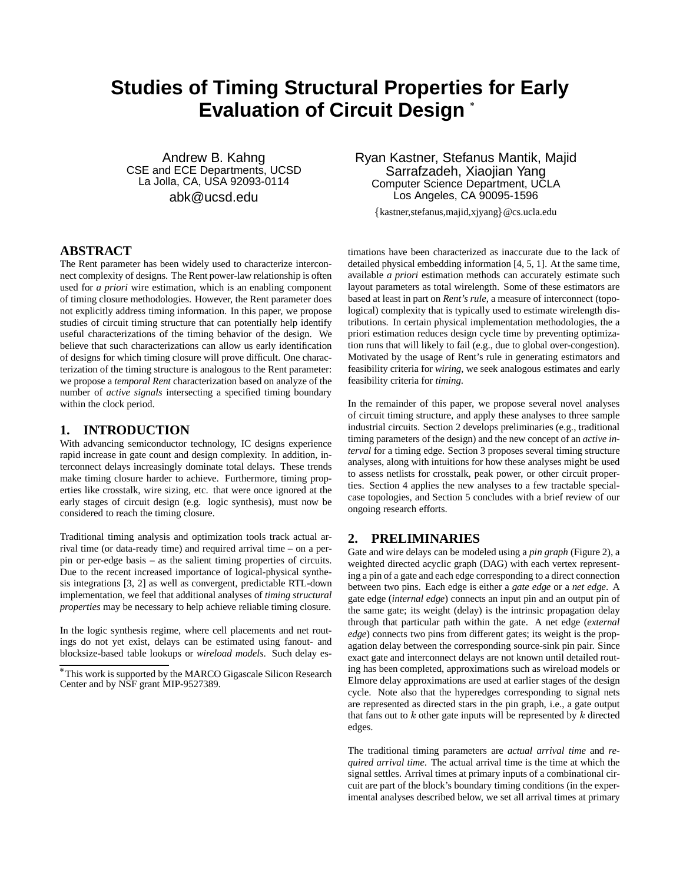# Studies of Timing Structural Properties for Early Evaluation of Circuit Design *

Andrew B. Kahng
CSE and ECE Departments, UCSD
La Jolla, CA, USA 92093-0114
abk@ucsd.edu

Ryan Kastner, Stefanus Mantik, Majid Sarrafzadeh, Xiaojian Yang
Computer Science Department, UCLA
Los Angeles, CA 90095-1596
{kastner,stefanus,majid,xjyang}@cs.ucla.edu

## ABSTRACT

The Rent parameter has been widely used to characterize interconnect complexity of designs. The Rent power-law relationship is often used for *a priori* wire estimation, which is an enabling component of timing closure methodologies. However, the Rent parameter does not explicitly address timing information. In this paper, we propose studies of circuit timing structure that can potentially help identify useful characterizations of the timing behavior of the design. We believe that such characterizations can allow us early identification of designs for which timing closure will prove difficult. One characterization of the timing structure is analogous to the Rent parameter: we propose a *temporal Rent* characterization based on analyze of the number of *active signals* intersecting a specified timing boundary within the clock period.

## 1. INTRODUCTION

With advancing semiconductor technology, IC designs experience rapid increase in gate count and design complexity. In addition, interconnect delays increasingly dominate total delays. These trends make timing closure harder to achieve. Furthermore, timing properties like crosstalk, wire sizing, etc. that were once ignored at the early stages of circuit design (e.g. logic synthesis), must now be considered to reach the timing closure.

Traditional timing analysis and optimization tools track actual arrival time (or data-ready time) and required arrival time – on a per-pin or per-edge basis – as the salient timing properties of circuits. Due to the recent increased importance of logical-physical synthesis integrations [3, 2] as well as convergent, predictable RTL-down implementation, we feel that additional analyses of *timing structural properties* may be necessary to help achieve reliable timing closure.

In the logic synthesis regime, where cell placements and net routings do not yet exist, delays can be estimated using fanout- and blocksize-based table lookups or *wireload models*. Such delay estimations have been characterized as inaccurate due to the lack of detailed physical embedding information [4, 5, 1]. At the same time, available *a priori* estimation methods can accurately estimate such layout parameters as total wirelength. Some of these estimators are based at least in part on *Rent's rule*, a measure of interconnect (topological) complexity that is typically used to estimate wirelength distributions. In certain physical implementation methodologies, the a priori estimation reduces design cycle time by preventing optimization runs that will likely to fail (e.g., due to global over-congestion). Motivated by the usage of Rent's rule in generating estimators and feasibility criteria for *wiring*, we seek analogous estimates and early feasibility criteria for *timing*.

In the remainder of this paper, we propose several novel analyses of circuit timing structure, and apply these analyses to three sample industrial circuits. Section 2 develops preliminaries (e.g., traditional timing parameters of the design) and the new concept of an *active interval* for a timing edge. Section 3 proposes several timing structure analyses, along with intuitions for how these analyses might be used to assess netlists for crosstalk, peak power, or other circuit properties. Section 4 applies the new analyses to a few tractable special-case topologies, and Section 5 concludes with a brief review of our ongoing research efforts.

## 2. PRELIMINARIES

Gate and wire delays can be modeled using a *pin graph* (Figure 2), a weighted directed acyclic graph (DAG) with each vertex representing a pin of a gate and each edge corresponding to a direct connection between two pins. Each edge is either a *gate edge* or a *net edge*. A gate edge (*internal edge*) connects an input pin and an output pin of the same gate; its weight (delay) is the intrinsic propagation delay through that particular path within the gate. A net edge (*external edge*) connects two pins from different gates; its weight is the propagation delay between the corresponding source-sink pin pair. Since exact gate and interconnect delays are not known until detailed routing has been completed, approximations such as wireload models or Elmore delay approximations are used at earlier stages of the design cycle. Note also that the hyperedges corresponding to signal nets are represented as directed stars in the pin graph, i.e., a gate output that fans out to $k$ other gate inputs will be represented by $k$ directed edges.

The traditional timing parameters are *actual arrival time* and *required arrival time*. The actual arrival time is the time at which the signal settles. Arrival times at primary inputs of a combinational circuit are part of the block's boundary timing conditions (in the experimental analyses described below, we set all arrival times at primary

*This work is supported by the MARCO Gigascale Silicon Research Center and by NSF grant MIP-9527389.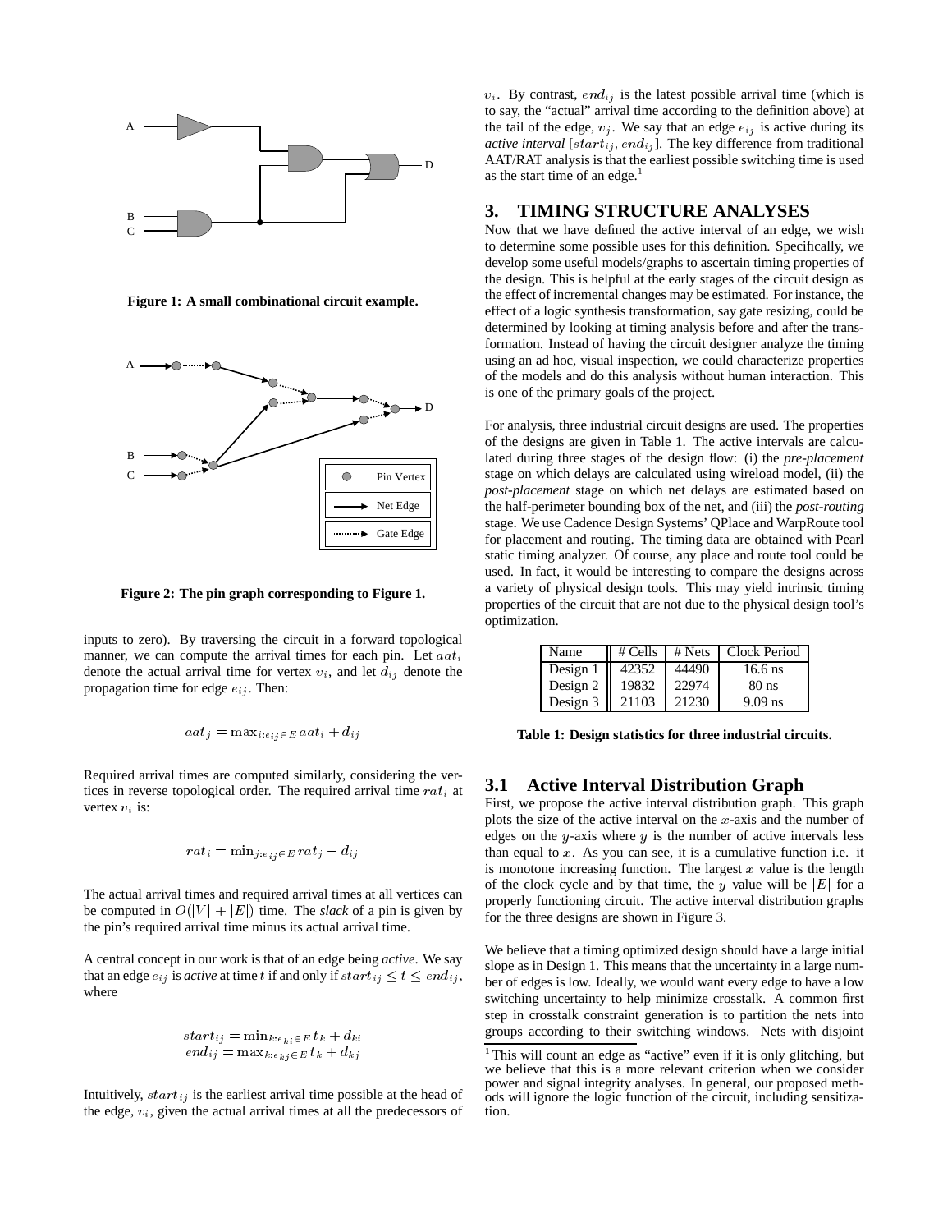Figure 1: A small combinational circuit example.

Figure 2: The pin graph corresponding to Figure 1.

inputs to zero). By traversing the circuit in a forward topological manner, we can compute the arrival times for each pin. Let $aat_i$ denote the actual arrival time for vertex $v_i$, and let $d_{ij}$ denote the propagation time for edge $e_{ij}$. Then:

$$aat_j = \max_{i:e_{ij} \in E} aat_i + d_{ij}$$

Required arrival times are computed similarly, considering the vertices in reverse topological order. The required arrival time $rat_i$ at vertex $v_i$ is:

$$rat_i = \min_{j:e_{ij} \in E} rat_j - d_{ij}$$

The actual arrival times and required arrival times at all vertices can be computed in $O(|V| + |E|)$ time. The *slack* of a pin is given by the pin's required arrival time minus its actual arrival time.

A central concept in our work is that of an edge being *active*. We say that an edge $e_{ij}$ is *active* at time $t$ if and only if $start_{ij} \leq t \leq end_{ij}$, where

$$start_{ij} = \min_{k:e_{ki} \in E} t_k + d_{ki}$$
$$end_{ij} = \max_{k:e_{kj} \in E} t_k + d_{kj}$$

Intuitively, $start_{ij}$ is the earliest arrival time possible at the head of the edge, $v_i$, given the actual arrival times at all the predecessors of $v_i$. By contrast, $end_{ij}$ is the latest possible arrival time (which is to say, the "actual" arrival time according to the definition above) at the tail of the edge, $v_j$. We say that an edge $e_{ij}$ is active during its *active interval* $[start_{ij}, end_{ij}]$. The key difference from traditional AAT/RAT analysis is that the earliest possible switching time is used as the start time of an edge.[1]

# 3. TIMING STRUCTURE ANALYSES

Now that we have defined the active interval of an edge, we wish to determine some possible uses for this definition. Specifically, we develop some useful models/graphs to ascertain timing properties of the design. This is helpful at the early stages of the circuit design as the effect of incremental changes may be estimated. For instance, the effect of a logic synthesis transformation, say gate resizing, could be determined by looking at timing analysis before and after the transformation. Instead of having the circuit designer analyze the timing using an ad hoc, visual inspection, we could characterize properties of the models and do this analysis without human interaction. This is one of the primary goals of the project.

For analysis, three industrial circuit designs are used. The properties of the designs are given in Table 1. The active intervals are calculated during three stages of the design flow: (i) the *pre-placement* stage on which delays are calculated using wireload model, (ii) the *post-placement* stage on which net delays are estimated based on the half-perimeter bounding box of the net, and (iii) the *post-routing* stage. We use Cadence Design Systems' QPlace and WarpRoute tool for placement and routing. The timing data are obtained with Pearl static timing analyzer. Of course, any place and route tool could be used. In fact, it would be interesting to compare the designs across a variety of physical design tools. This may yield intrinsic timing properties of the circuit that are not due to the physical design tool's optimization.

| Name | # Cells | # Nets | Clock Period |
|---|---|---|---|
| Design 1 | 42352 | 44490 | 16.6 ns |
| Design 2 | 19832 | 22974 | 80 ns |
| Design 3 | 21103 | 21230 | 9.09 ns |

Table 1: Design statistics for three industrial circuits.

## 3.1 Active Interval Distribution Graph

First, we propose the active interval distribution graph. This graph plots the size of the active interval on the $x$-axis and the number of edges on the $y$-axis where $y$ is the number of active intervals less than equal to $x$. As you can see, it is a cumulative function i.e. it is monotone increasing function. The largest $x$ value is the length of the clock cycle and by that time, the $y$ value will be $|E|$ for a properly functioning circuit. The active interval distribution graphs for the three designs are shown in Figure 3.

We believe that a timing optimized design should have a large initial slope as in Design 1. This means that the uncertainty in a large number of edges is low. Ideally, we would want every edge to have a low switching uncertainty to help minimize crosstalk. A common first step in crosstalk constraint generation is to partition the nets into groups according to their switching windows. Nets with disjoint

[1] This will count an edge as "active" even if it is only glitching, but we believe that this is a more relevant criterion when we consider power and signal integrity analyses. In general, our proposed methods will ignore the logic function of the circuit, including sensitization.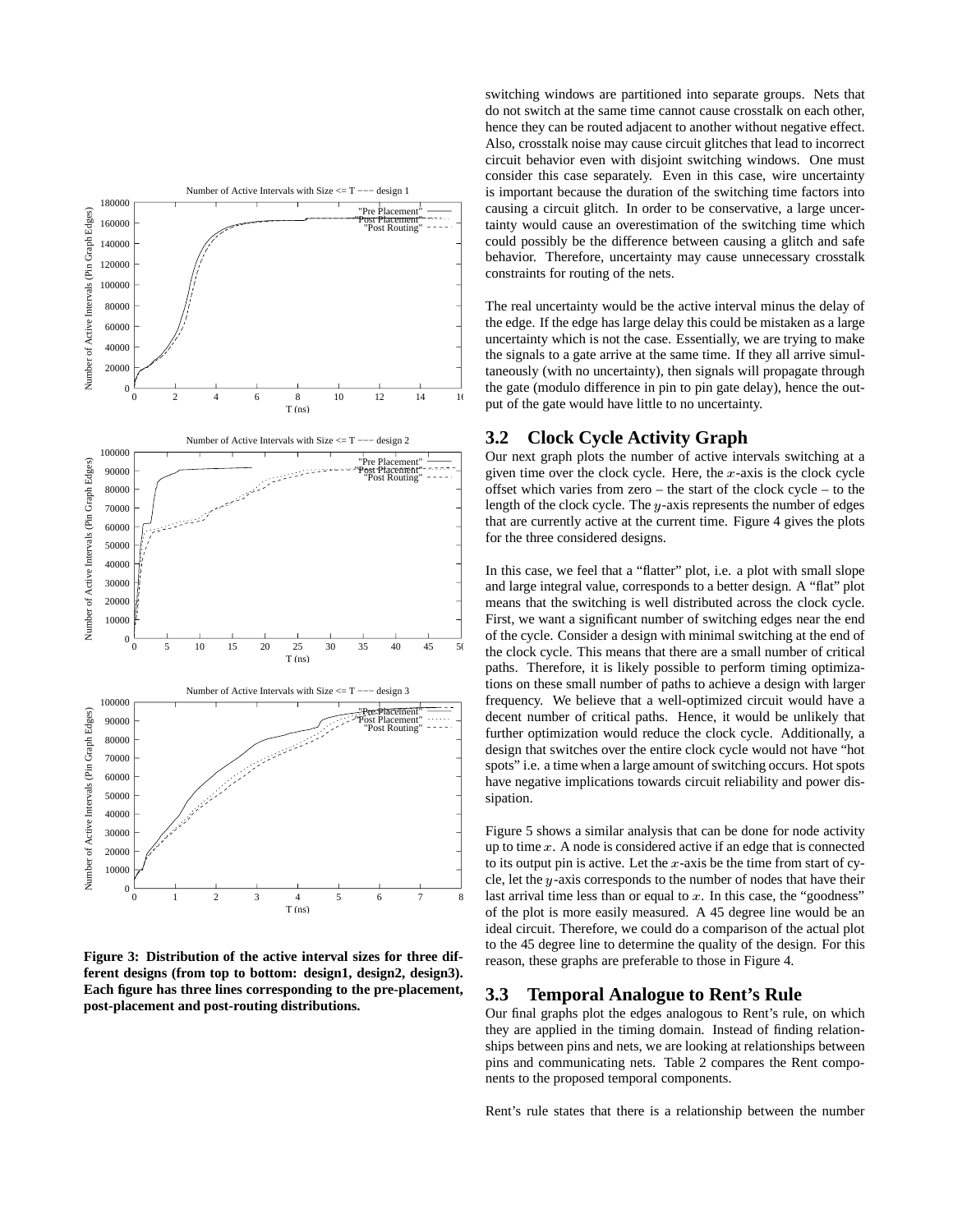switching windows are partitioned into separate groups. Nets that do not switch at the same time cannot cause crosstalk on each other, hence they can be routed adjacent to another without negative effect. Also, crosstalk noise may cause circuit glitches that lead to incorrect circuit behavior even with disjoint switching windows. One must consider this case separately. Even in this case, wire uncertainty is important because the duration of the switching time factors into causing a circuit glitch. In order to be conservative, a large uncertainty would cause an overestimation of the switching time which could possibly be the difference between causing a glitch and safe behavior. Therefore, uncertainty may cause unnecessary crosstalk constraints for routing of the nets.

The real uncertainty would be the active interval minus the delay of the edge. If the edge has large delay this could be mistaken as a large uncertainty which is not the case. Essentially, we are trying to make the signals to a gate arrive at the same time. If they all arrive simultaneously (with no uncertainty), then signals will propagate through the gate (modulo difference in pin to pin gate delay), hence the output of the gate would have little to no uncertainty.

Figure 3: Distribution of the active interval sizes for three different designs (from top to bottom: design1, design2, design3). Each figure has three lines corresponding to the pre-placement, post-placement and post-routing distributions.

## 3.2 Clock Cycle Activity Graph

Our next graph plots the number of active intervals switching at a given time over the clock cycle. Here, the $x$-axis is the clock cycle offset which varies from zero – the start of the clock cycle – to the length of the clock cycle. The $y$-axis represents the number of edges that are currently active at the current time. Figure 4 gives the plots for the three considered designs.

In this case, we feel that a "flatter" plot, i.e. a plot with small slope and large integral value, corresponds to a better design. A "flat" plot means that the switching is well distributed across the clock cycle. First, we want a significant number of switching edges near the end of the cycle. Consider a design with minimal switching at the end of the clock cycle. This means that there are a small number of critical paths. Therefore, it is likely possible to perform timing optimizations on these small number of paths to achieve a design with larger frequency. We believe that a well-optimized circuit would have a decent number of critical paths. Hence, it would be unlikely that further optimization would reduce the clock cycle. Additionally, a design that switches over the entire clock cycle would not have "hot spots" i.e. a time when a large amount of switching occurs. Hot spots have negative implications towards circuit reliability and power dissipation.

Figure 5 shows a similar analysis that can be done for node activity up to time $x$. A node is considered active if an edge that is connected to its output pin is active. Let the $x$-axis be the time from start of cycle, let the $y$-axis corresponds to the number of nodes that have their last arrival time less than or equal to $x$. In this case, the "goodness" of the plot is more easily measured. A 45 degree line would be an ideal circuit. Therefore, we could do a comparison of the actual plot to the 45 degree line to determine the quality of the design. For this reason, these graphs are preferable to those in Figure 4.

## 3.3 Temporal Analogue to Rent's Rule

Our final graphs plot the edges analogous to Rent's rule, on which they are applied in the timing domain. Instead of finding relationships between pins and nets, we are looking at relationships between pins and communicating nets. Table 2 compares the Rent components to the proposed temporal components.

Rent's rule states that there is a relationship between the number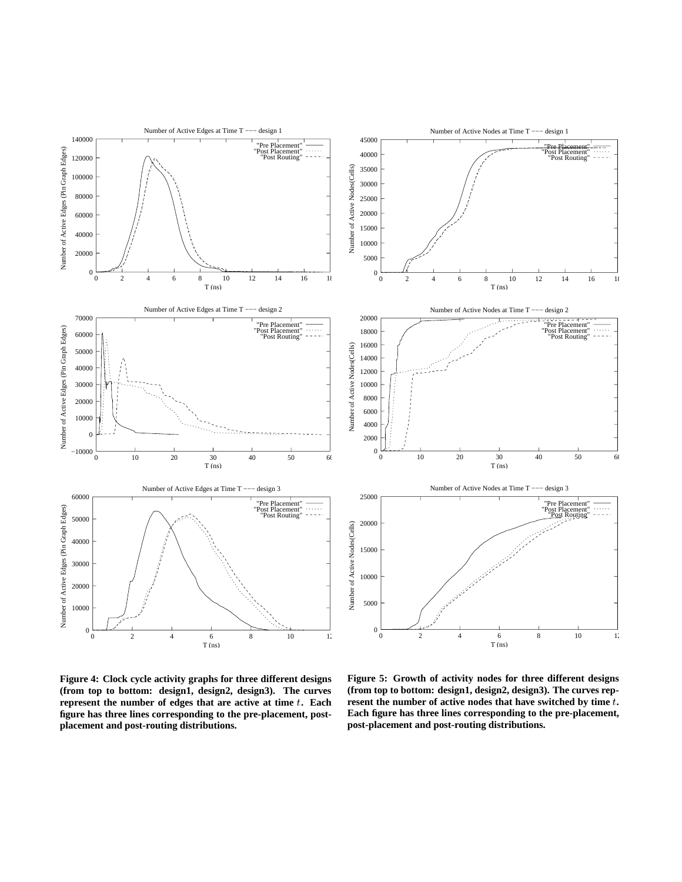**Figure 4: Clock cycle activity graphs for three different designs (from top to bottom: design1, design2, design3). The curves represent the number of edges that are active at time $t$. Each figure has three lines corresponding to the pre-placement, post-placement and post-routing distributions.**

**Figure 5: Growth of activity nodes for three different designs (from top to bottom: design1, design2, design3). The curves represent the number of active nodes that have switched by time $t$. Each figure has three lines corresponding to the pre-placement, post-placement and post-routing distributions.**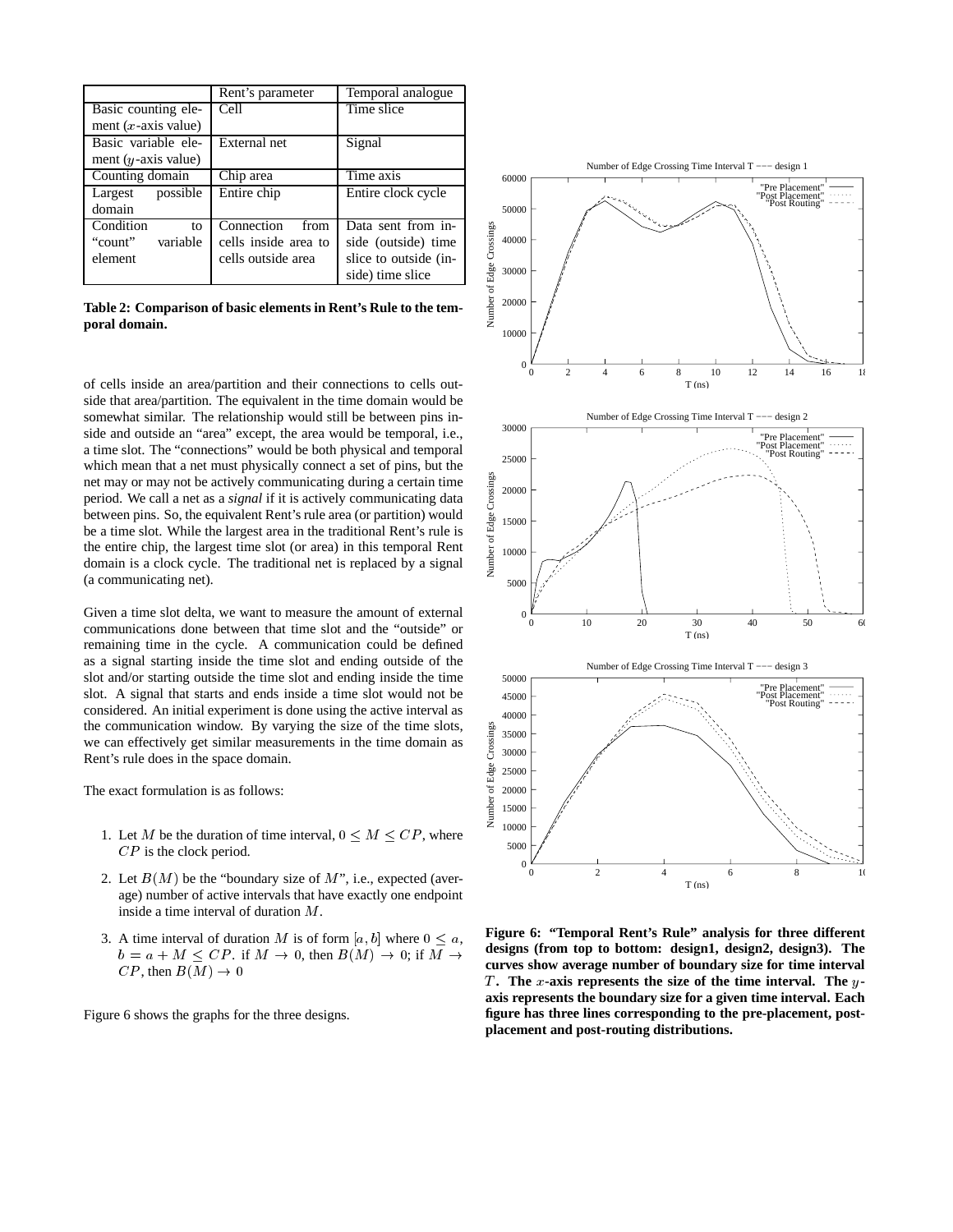|  | Rent's parameter | Temporal analogue |
|---|---|---|
| Basic counting element ($x$-axis value) | Cell | Time slice |
| Basic variable element ($y$-axis value) | External net | Signal |
| Counting domain | Chip area | Time axis |
| Largest possible domain | Entire chip | Entire clock cycle |
| Condition to "count" variable element | Connection from cells inside area to cells outside area | Data sent from inside (outside) time slice to outside (inside) time slice |

**Table 2: Comparison of basic elements in Rent's Rule to the temporal domain.**

of cells inside an area/partition and their connections to cells outside that area/partition. The equivalent in the time domain would be somewhat similar. The relationship would still be between pins inside and outside an "area" except, the area would be temporal, i.e., a time slot. The "connections" would be both physical and temporal which mean that a net must physically connect a set of pins, but the net may or may not be actively communicating during a certain time period. We call a net as a *signal* if it is actively communicating data between pins. So, the equivalent Rent's rule area (or partition) would be a time slot. While the largest area in the traditional Rent's rule is the entire chip, the largest time slot (or area) in this temporal Rent domain is a clock cycle. The traditional net is replaced by a signal (a communicating net).

Given a time slot delta, we want to measure the amount of external communications done between that time slot and the "outside" or remaining time in the cycle. A communication could be defined as a signal starting inside the time slot and ending outside of the slot and/or starting outside the time slot and ending inside the time slot. A signal that starts and ends inside a time slot would not be considered. An initial experiment is done using the active interval as the communication window. By varying the size of the time slots, we can effectively get similar measurements in the time domain as Rent's rule does in the space domain.

The exact formulation is as follows:

1. Let $M$ be the duration of time interval, $0 \leq M \leq CP$, where $CP$ is the clock period.
2. Let $B(M)$ be the "boundary size of $M$", i.e., expected (average) number of active intervals that have exactly one endpoint inside a time interval of duration $M$.
3. A time interval of duration $M$ is of form $[a, b]$ where $0 \leq a$, $b = a + M \leq CP$. if $M \rightarrow 0$, then $B(M) \rightarrow 0$; if $M \rightarrow CP$, then $B(M) \rightarrow 0$

Figure 6 shows the graphs for the three designs.

**Figure 6: "Temporal Rent's Rule" analysis for three different designs (from top to bottom: design1, design2, design3). The curves show average number of boundary size for time interval $T$. The $x$-axis represents the size of the time interval. The $y$-axis represents the boundary size for a given time interval. Each figure has three lines corresponding to the pre-placement, post-placement and post-routing distributions.**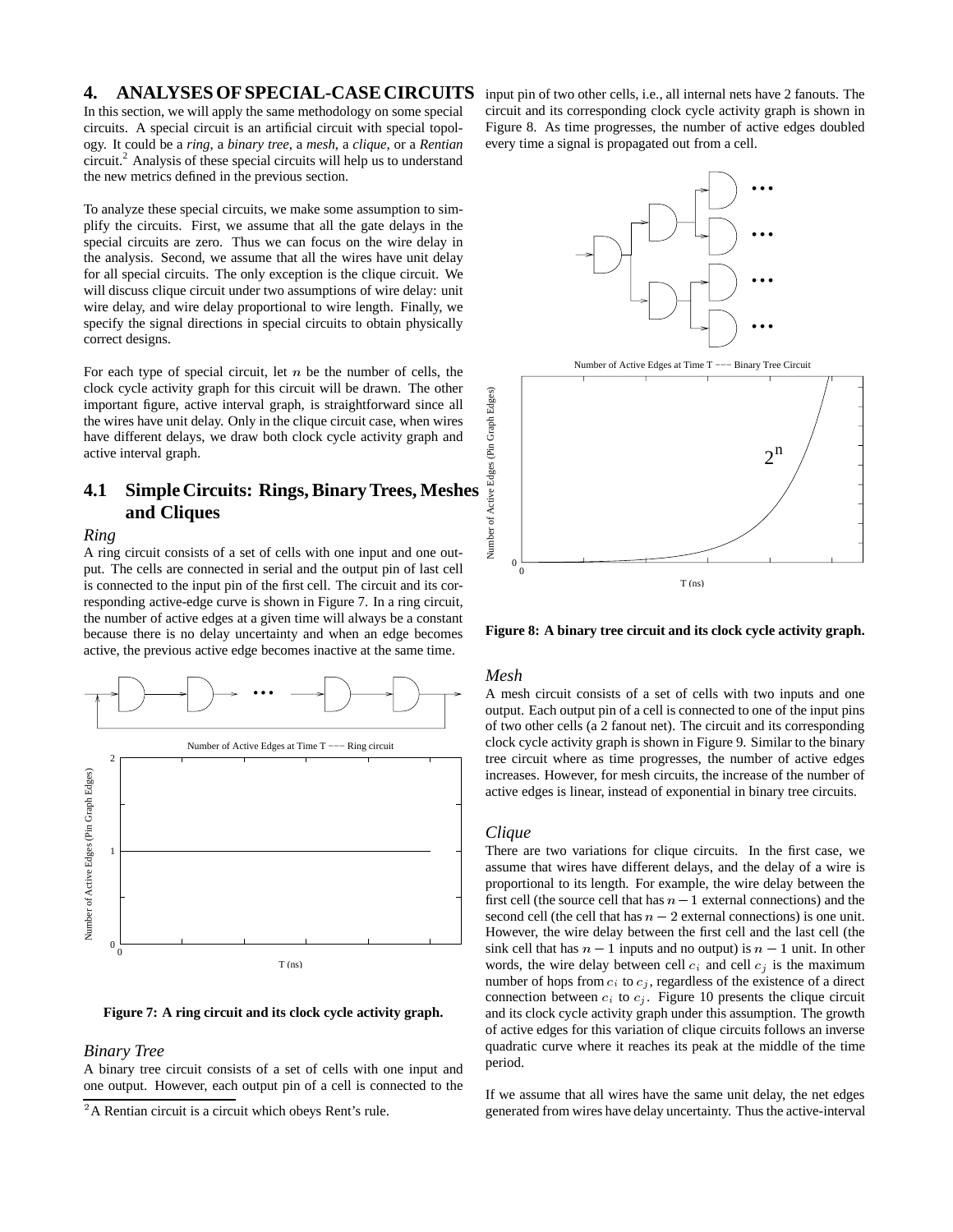## 4. ANALYSES OF SPECIAL-CASE CIRCUITS

In this section, we will apply the same methodology on some special circuits. A special circuit is an artificial circuit with special topology. It could be a *ring*, a *binary tree*, a *mesh*, a *clique*, or a *Rentian* circuit.[2] Analysis of these special circuits will help us to understand the new metrics defined in the previous section.

To analyze these special circuits, we make some assumption to simplify the circuits. First, we assume that all the gate delays in the special circuits are zero. Thus we can focus on the wire delay in the analysis. Second, we assume that all the wires have unit delay for all special circuits. The only exception is the clique circuit. We will discuss clique circuit under two assumptions of wire delay: unit wire delay, and wire delay proportional to wire length. Finally, we specify the signal directions in special circuits to obtain physically correct designs.

For each type of special circuit, let $n$ be the number of cells, the clock cycle activity graph for this circuit will be drawn. The other important figure, active interval graph, is straightforward since all the wires have unit delay. Only in the clique circuit case, when wires have different delays, we draw both clock cycle activity graph and active interval graph.

### 4.1 Simple Circuits: Rings, Binary Trees, Meshes and Cliques

*Ring*

A ring circuit consists of a set of cells with one input and one output. The cells are connected in serial and the output pin of last cell is connected to the input pin of the first cell. The circuit and its corresponding active-edge curve is shown in Figure 7. In a ring circuit, the number of active edges at a given time will always be a constant because there is no delay uncertainty and when an edge becomes active, the previous active edge becomes inactive at the same time.

**Figure 7: A ring circuit and its clock cycle activity graph.**

*Binary Tree*

A binary tree circuit consists of a set of cells with one input and one output. However, each output pin of a cell is connected to the input pin of two other cells, i.e., all internal nets have 2 fanouts. The circuit and its corresponding clock cycle activity graph is shown in Figure 8. As time progresses, the number of active edges doubled every time a signal is propagated out from a cell.

**Figure 8: A binary tree circuit and its clock cycle activity graph.**

*Mesh*

A mesh circuit consists of a set of cells with two inputs and one output. Each output pin of a cell is connected to one of the input pins of two other cells (a 2 fanout net). The circuit and its corresponding clock cycle activity graph is shown in Figure 9. Similar to the binary tree circuit where as time progresses, the number of active edges increases. However, for mesh circuits, the increase of the number of active edges is linear, instead of exponential in binary tree circuits.

*Clique*

There are two variations for clique circuits. In the first case, we assume that wires have different delays, and the delay of a wire is proportional to its length. For example, the wire delay between the first cell (the source cell that has $n-1$ external connections) and the second cell (the cell that has $n-2$ external connections) is one unit. However, the wire delay between the first cell and the last cell (the sink cell that has $n-1$ inputs and no output) is $n-1$ unit. In other words, the wire delay between cell $c_i$ and cell $c_j$ is the maximum number of hops from $c_i$ to $c_j$, regardless of the existence of a direct connection between $c_i$ to $c_j$. Figure 10 presents the clique circuit and its clock cycle activity graph under this assumption. The growth of active edges for this variation of clique circuits follows an inverse quadratic curve where it reaches its peak at the middle of the time period.

If we assume that all wires have the same unit delay, the net edges generated from wires have delay uncertainty. Thus the active-interval

[2]A Rentian circuit is a circuit which obeys Rent's rule.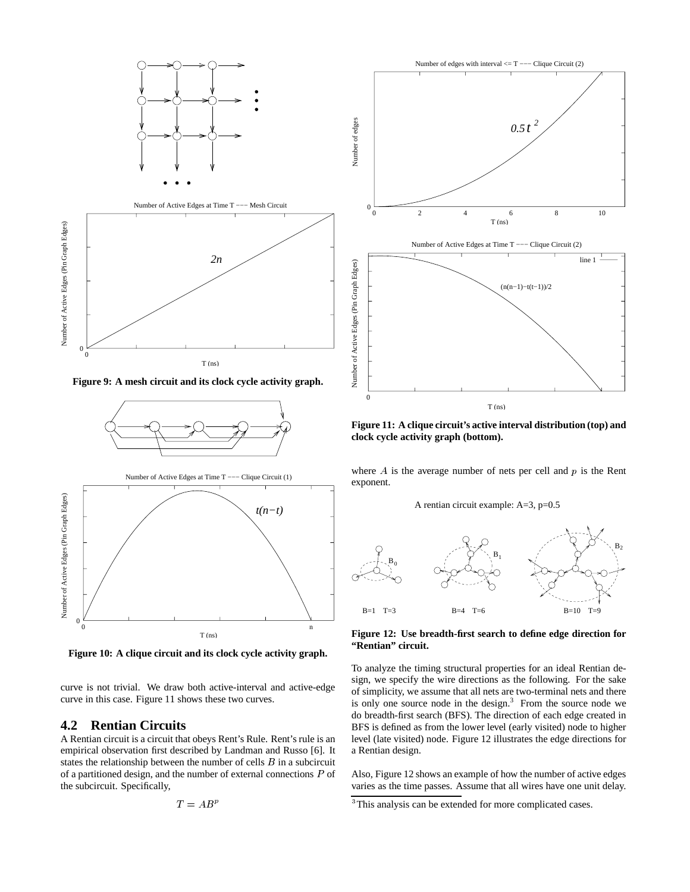Figure 9: A mesh circuit and its clock cycle activity graph.

Figure 10: A clique circuit and its clock cycle activity graph.

curve is not trivial. We draw both active-interval and active-edge curve in this case. Figure 11 shows these two curves.

## 4.2 Rentian Circuits

A Rentian circuit is a circuit that obeys Rent's Rule. Rent's rule is an empirical observation first described by Landman and Russo [6]. It states the relationship between the number of cells $B$ in a subcircuit of a partitioned design, and the number of external connections $P$ of the subcircuit. Specifically,

$$T = AB^p$$

Figure 11: A clique circuit's active interval distribution (top) and clock cycle activity graph (bottom).

where $A$ is the average number of nets per cell and $p$ is the Rent exponent.

Figure 12: Use breadth-first search to define edge direction for "Rentian" circuit.

To analyze the timing structural properties for an ideal Rentian design, we specify the wire directions as the following. For the sake of simplicity, we assume that all nets are two-terminal nets and there is only one source node in the design.[3] From the source node we do breadth-first search (BFS). The direction of each edge created in BFS is defined as from the lower level (early visited) node to higher level (late visited) node. Figure 12 illustrates the edge directions for a Rentian design.

Also, Figure 12 shows an example of how the number of active edges varies as the time passes. Assume that all wires have one unit delay.

[3] This analysis can be extended for more complicated cases.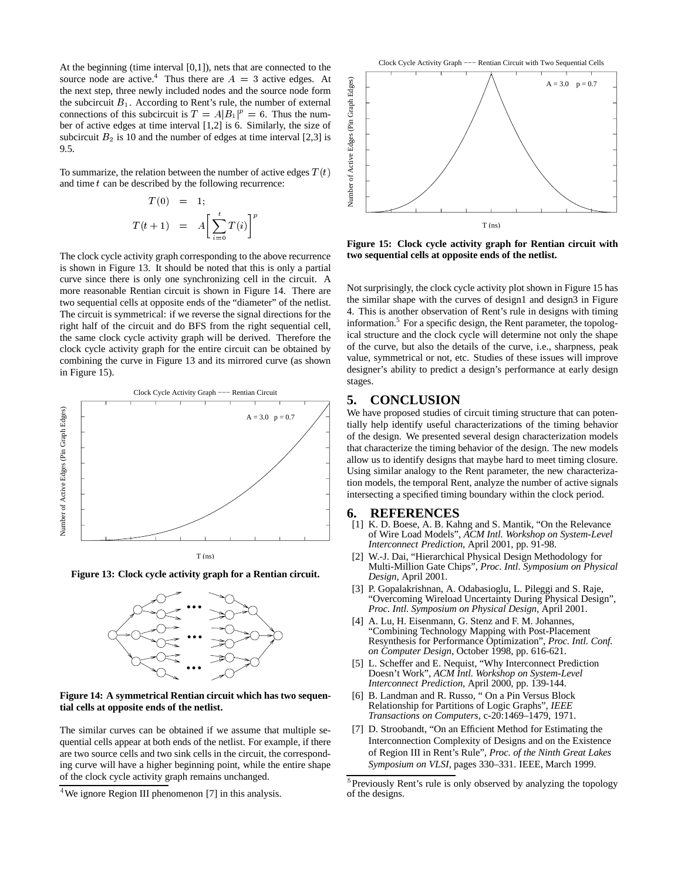At the beginning (time interval [0,1]), nets that are connected to the source node are active.[4] Thus there are $A = 3$ active edges. At the next step, three newly included nodes and the source node form the subcircuit $B_1$. According to Rent's rule, the number of external connections of this subcircuit is $T = A|B_1|^p = 6$. Thus the number of active edges at time interval [1,2] is 6. Similarly, the size of subcircuit $B_2$ is 10 and the number of edges at time interval [2,3] is 9.5.

To summarize, the relation between the number of active edges $T(t)$ and time $t$ can be described by the following recurrence:

$$
\begin{aligned}
T(0) &= 1; \\
T(t+1) &= A\left[\sum_{i=0}^{t} T(i)\right]^p
\end{aligned}
$$

The clock cycle activity graph corresponding to the above recurrence is shown in Figure 13. It should be noted that this is only a partial curve since there is only one synchronizing cell in the circuit. A more reasonable Rentian circuit is shown in Figure 14. There are two sequential cells at opposite ends of the "diameter" of the netlist. The circuit is symmetrical: if we reverse the signal directions for the right half of the circuit and do BFS from the right sequential cell, the same clock cycle activity graph will be derived. Therefore the clock cycle activity graph for the entire circuit can be obtained by combining the curve in Figure 13 and its mirrored curve (as shown in Figure 15).

Clock Cycle Activity Graph --- Rentian Circuit

A = 3.0 p = 0.7

Number of Active Edges (Pin Graph Edges)

T (ns)

**Figure 13: Clock cycle activity graph for a Rentian circuit.**

**Figure 14: A symmetrical Rentian circuit which has two sequential cells at opposite ends of the netlist.**

The similar curves can be obtained if we assume that multiple sequential cells appear at both ends of the netlist. For example, if there are two source cells and two sink cells in the circuit, the corresponding curve will have a higher beginning point, while the entire shape of the clock cycle activity graph remains unchanged.

Clock Cycle Activity Graph --- Rentian Circuit with Two Sequential Cells

A = 3.0 p = 0.7

Number of Active Edges (Pin Graph Edges)

T (ns)

**Figure 15: Clock cycle activity graph for Rentian circuit with two sequential cells at opposite ends of the netlist.**

Not surprisingly, the clock cycle activity plot shown in Figure 15 has the similar shape with the curves of design1 and design3 in Figure 4. This is another observation of Rent's rule in designs with timing information.[5] For a specific design, the Rent parameter, the topological structure and the clock cycle will determine not only the shape of the curve, but also the details of the curve, i.e., sharpness, peak value, symmetrical or not, etc. Studies of these issues will improve designer's ability to predict a design's performance at early design stages.

## 5. CONCLUSION

We have proposed studies of circuit timing structure that can potentially help identify useful characterizations of the timing behavior of the design. We presented several design characterization models that characterize the timing behavior of the design. The new models allow us to identify designs that maybe hard to meet timing closure. Using similar analogy to the Rent parameter, the new characterization models, the temporal Rent, analyze the number of active signals intersecting a specified timing boundary within the clock period.

## 6. REFERENCES

[1] K. D. Boese, A. B. Kahng and S. Mantik, "On the Relevance of Wire Load Models", *ACM Intl. Workshop on System-Level Interconnect Prediction*, April 2001, pp. 91-98.

[2] W.-J. Dai, "Hierarchical Physical Design Methodology for Multi-Million Gate Chips", *Proc. Intl. Symposium on Physical Design*, April 2001.

[3] P. Gopalakrishnan, A. Odabasioglu, L. Pileggi and S. Raje, "Overcoming Wireload Uncertainty During Physical Design", *Proc. Intl. Symposium on Physical Design*, April 2001.

[4] A. Lu, H. Eisenmann, G. Stenz and F. M. Johannes, "Combining Technology Mapping with Post-Placement Resynthesis for Performance Optimization", *Proc. Intl. Conf. on Computer Design*, October 1998, pp. 616-621.

[5] L. Scheffer and E. Nequist, "Why Interconnect Prediction Doesn't Work", *ACM Intl. Workshop on System-Level Interconnect Prediction*, April 2000, pp. 139-144.

[6] B. Landman and R. Russo, " On a Pin Versus Block Relationship for Partitions of Logic Graphs", *IEEE Transactions on Computers*, c-20:1469–1479, 1971.

[7] D. Stroobandt, "On an Efficient Method for Estimating the Interconnection Complexity of Designs and on the Existence of Region III in Rent's Rule", *Proc. of the Ninth Great Lakes Symposium on VLSI*, pages 330–331. IEEE, March 1999.

[4] We ignore Region III phenomenon [7] in this analysis.

[5] Previously Rent's rule is only observed by analyzing the topology of the designs.